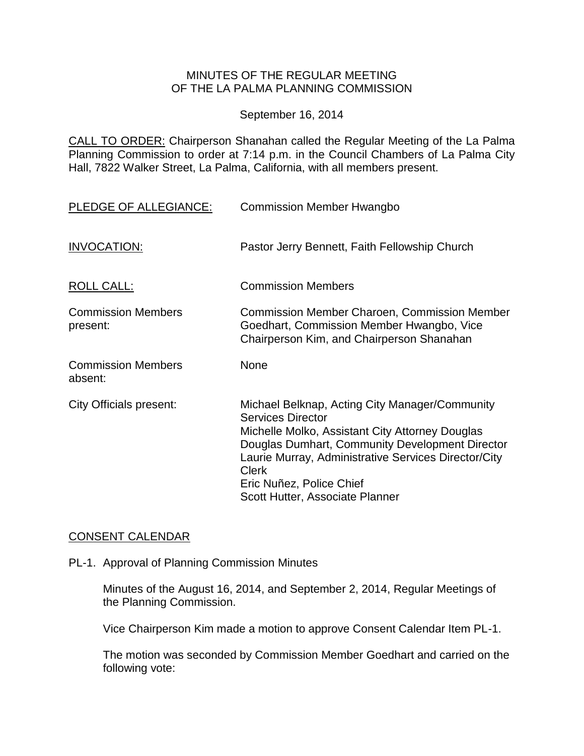MINUTES OF THE REGULAR MEETING
OF THE LA PALMA PLANNING COMMISSION

September 16, 2014

CALL TO ORDER: Chairperson Shanahan called the Regular Meeting of the La Palma Planning Commission to order at 7:14 p.m. in the Council Chambers of La Palma City Hall, 7822 Walker Street, La Palma, California, with all members present.

| | |
|---|---|
| PLEDGE OF ALLEGIANCE: | Commission Member Hwangbo |
| INVOCATION: | Pastor Jerry Bennett, Faith Fellowship Church |
| ROLL CALL: | Commission Members |
| Commission Members present: | Commission Member Charoen, Commission Member Goedhart, Commission Member Hwangbo, Vice Chairperson Kim, and Chairperson Shanahan |
| Commission Members absent: | None |
| City Officials present: | Michael Belknap, Acting City Manager/Community Services Director<br>Michelle Molko, Assistant City Attorney Douglas<br>Douglas Dumhart, Community Development Director<br>Laurie Murray, Administrative Services Director/City Clerk<br>Eric Nuñez, Police Chief<br>Scott Hutter, Associate Planner |

CONSENT CALENDAR

PL-1. Approval of Planning Commission Minutes

Minutes of the August 16, 2014, and September 2, 2014, Regular Meetings of the Planning Commission.

Vice Chairperson Kim made a motion to approve Consent Calendar Item PL-1.

The motion was seconded by Commission Member Goedhart and carried on the following vote: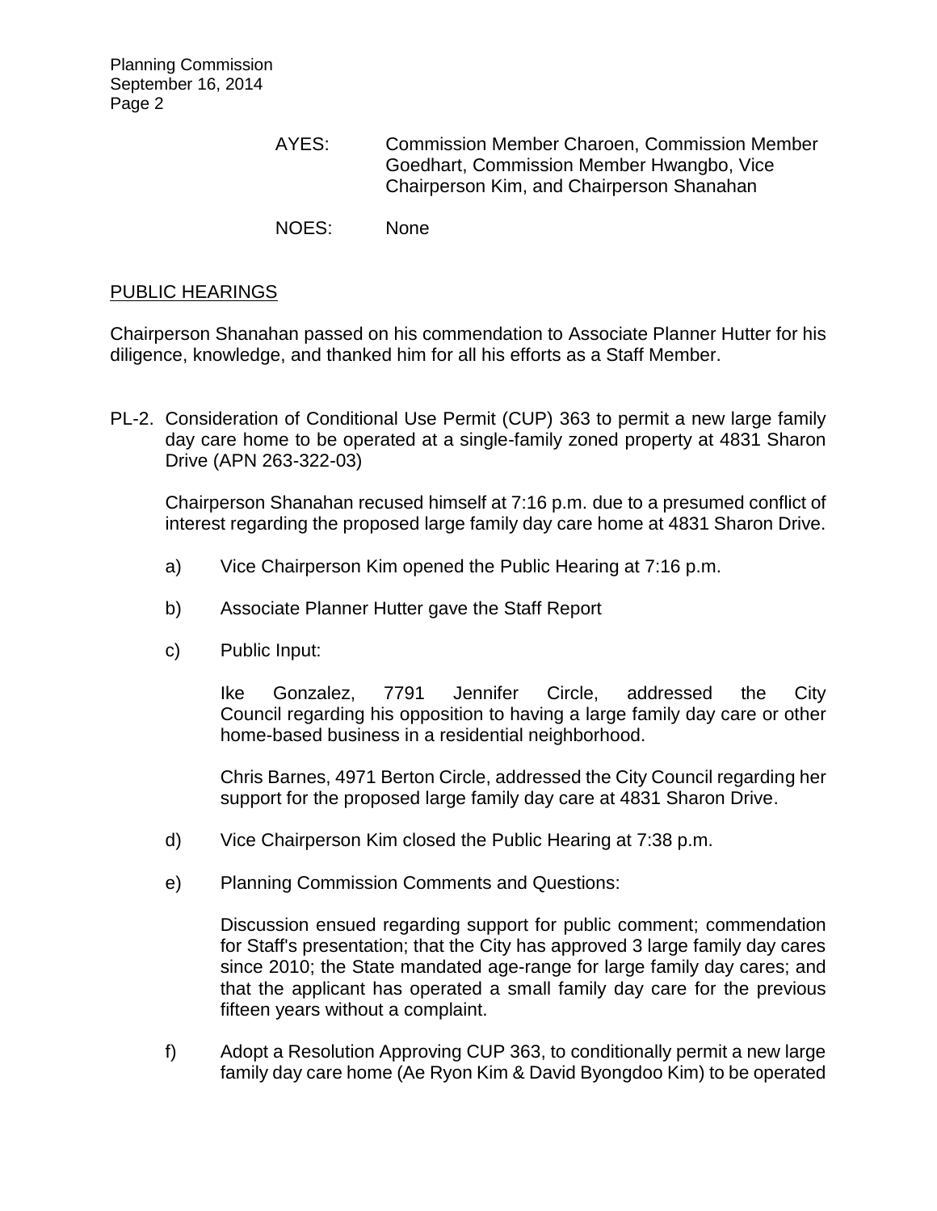AYES: Commission Member Charoen, Commission Member Goedhart, Commission Member Hwangbo, Vice Chairperson Kim, and Chairperson Shanahan

NOES: None

## PUBLIC HEARINGS

Chairperson Shanahan passed on his commendation to Associate Planner Hutter for his diligence, knowledge, and thanked him for all his efforts as a Staff Member.

PL-2. Consideration of Conditional Use Permit (CUP) 363 to permit a new large family day care home to be operated at a single-family zoned property at 4831 Sharon Drive (APN 263-322-03)

Chairperson Shanahan recused himself at 7:16 p.m. due to a presumed conflict of interest regarding the proposed large family day care home at 4831 Sharon Drive.

a) Vice Chairperson Kim opened the Public Hearing at 7:16 p.m.

b) Associate Planner Hutter gave the Staff Report

c) Public Input:

Ike Gonzalez, 7791 Jennifer Circle, addressed the City Council regarding his opposition to having a large family day care or other home-based business in a residential neighborhood.

Chris Barnes, 4971 Berton Circle, addressed the City Council regarding her support for the proposed large family day care at 4831 Sharon Drive.

d) Vice Chairperson Kim closed the Public Hearing at 7:38 p.m.

e) Planning Commission Comments and Questions:

Discussion ensued regarding support for public comment; commendation for Staff's presentation; that the City has approved 3 large family day cares since 2010; the State mandated age-range for large family day cares; and that the applicant has operated a small family day care for the previous fifteen years without a complaint.

f) Adopt a Resolution Approving CUP 363, to conditionally permit a new large family day care home (Ae Ryon Kim & David Byongdoo Kim) to be operated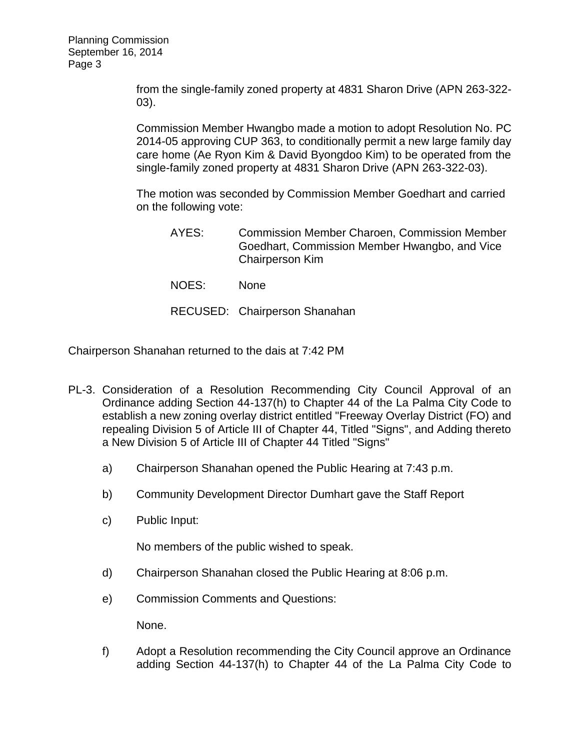from the single-family zoned property at 4831 Sharon Drive (APN 263-322-03).

Commission Member Hwangbo made a motion to adopt Resolution No. PC 2014-05 approving CUP 363, to conditionally permit a new large family day care home (Ae Ryon Kim & David Byongdoo Kim) to be operated from the single-family zoned property at 4831 Sharon Drive (APN 263-322-03).

The motion was seconded by Commission Member Goedhart and carried on the following vote:

AYES: Commission Member Charoen, Commission Member Goedhart, Commission Member Hwangbo, and Vice Chairperson Kim

NOES: None

RECUSED: Chairperson Shanahan

Chairperson Shanahan returned to the dais at 7:42 PM

PL-3. Consideration of a Resolution Recommending City Council Approval of an Ordinance adding Section 44-137(h) to Chapter 44 of the La Palma City Code to establish a new zoning overlay district entitled "Freeway Overlay District (FO) and repealing Division 5 of Article III of Chapter 44, Titled "Signs", and Adding thereto a New Division 5 of Article III of Chapter 44 Titled "Signs"

a) Chairperson Shanahan opened the Public Hearing at 7:43 p.m.

b) Community Development Director Dumhart gave the Staff Report

c) Public Input:

   No members of the public wished to speak.

d) Chairperson Shanahan closed the Public Hearing at 8:06 p.m.

e) Commission Comments and Questions:

   None.

f) Adopt a Resolution recommending the City Council approve an Ordinance adding Section 44-137(h) to Chapter 44 of the La Palma City Code to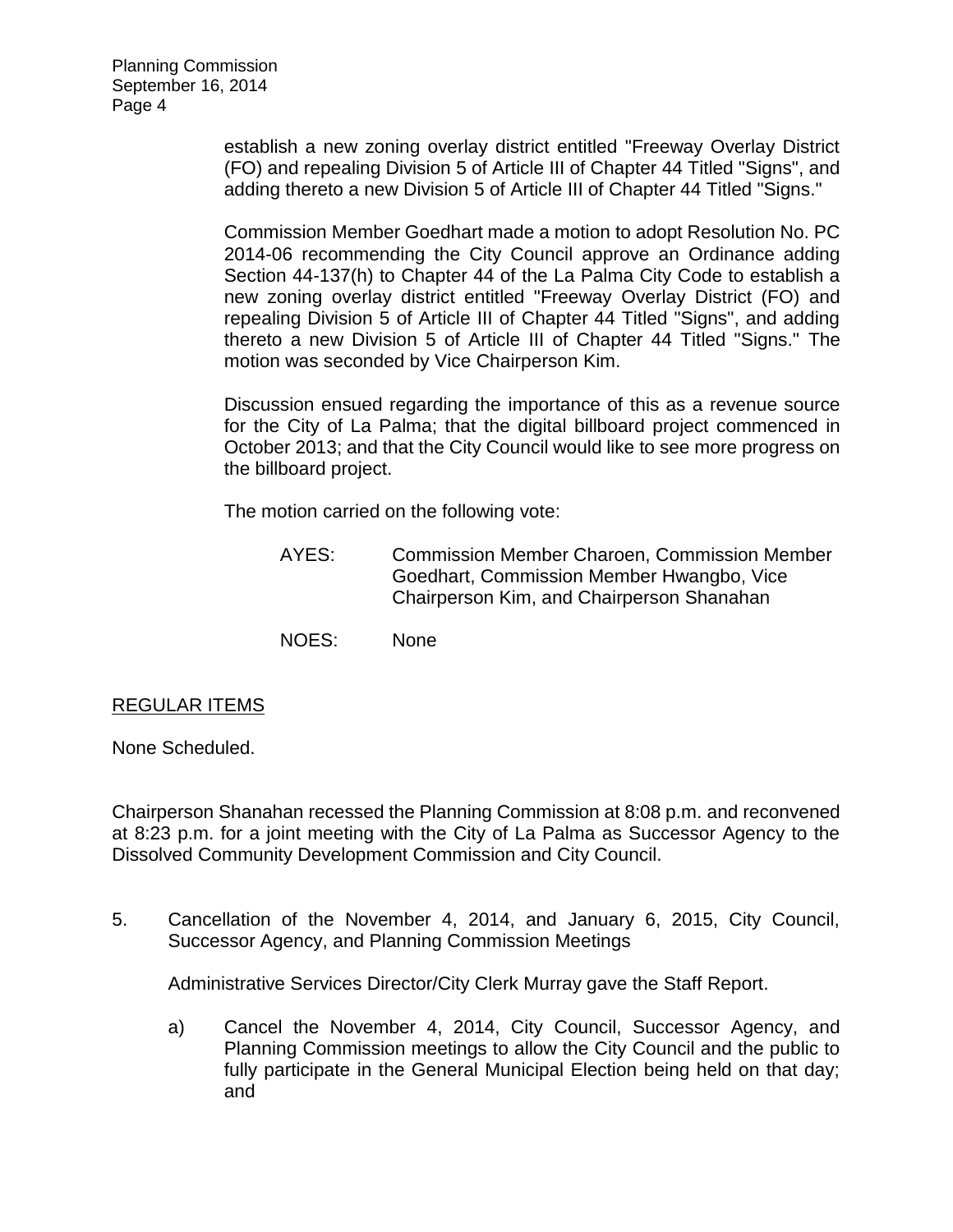establish a new zoning overlay district entitled "Freeway Overlay District (FO) and repealing Division 5 of Article III of Chapter 44 Titled "Signs", and adding thereto a new Division 5 of Article III of Chapter 44 Titled "Signs."

Commission Member Goedhart made a motion to adopt Resolution No. PC 2014-06 recommending the City Council approve an Ordinance adding Section 44-137(h) to Chapter 44 of the La Palma City Code to establish a new zoning overlay district entitled "Freeway Overlay District (FO) and repealing Division 5 of Article III of Chapter 44 Titled "Signs", and adding thereto a new Division 5 of Article III of Chapter 44 Titled "Signs." The motion was seconded by Vice Chairperson Kim.

Discussion ensued regarding the importance of this as a revenue source for the City of La Palma; that the digital billboard project commenced in October 2013; and that the City Council would like to see more progress on the billboard project.

The motion carried on the following vote:

AYES: Commission Member Charoen, Commission Member Goedhart, Commission Member Hwangbo, Vice Chairperson Kim, and Chairperson Shanahan

NOES: None

## REGULAR ITEMS

None Scheduled.

Chairperson Shanahan recessed the Planning Commission at 8:08 p.m. and reconvened at 8:23 p.m. for a joint meeting with the City of La Palma as Successor Agency to the Dissolved Community Development Commission and City Council.

5. Cancellation of the November 4, 2014, and January 6, 2015, City Council, Successor Agency, and Planning Commission Meetings

   Administrative Services Director/City Clerk Murray gave the Staff Report.

   a) Cancel the November 4, 2014, City Council, Successor Agency, and Planning Commission meetings to allow the City Council and the public to fully participate in the General Municipal Election being held on that day; and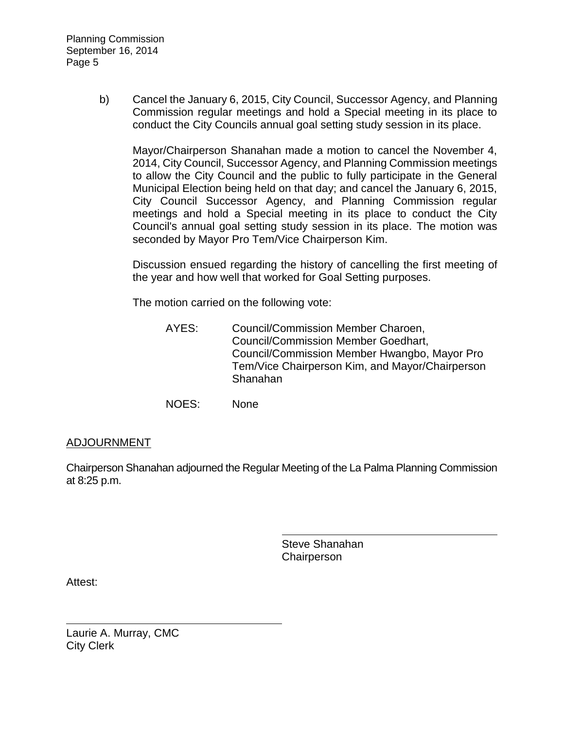b) Cancel the January 6, 2015, City Council, Successor Agency, and Planning Commission regular meetings and hold a Special meeting in its place to conduct the City Councils annual goal setting study session in its place.

Mayor/Chairperson Shanahan made a motion to cancel the November 4, 2014, City Council, Successor Agency, and Planning Commission meetings to allow the City Council and the public to fully participate in the General Municipal Election being held on that day; and cancel the January 6, 2015, City Council Successor Agency, and Planning Commission regular meetings and hold a Special meeting in its place to conduct the City Council's annual goal setting study session in its place. The motion was seconded by Mayor Pro Tem/Vice Chairperson Kim.

Discussion ensued regarding the history of cancelling the first meeting of the year and how well that worked for Goal Setting purposes.

The motion carried on the following vote:

AYES: Council/Commission Member Charoen, Council/Commission Member Goedhart, Council/Commission Member Hwangbo, Mayor Pro Tem/Vice Chairperson Kim, and Mayor/Chairperson Shanahan

NOES: None

## ADJOURNMENT

Chairperson Shanahan adjourned the Regular Meeting of the La Palma Planning Commission at 8:25 p.m.

Steve Shanahan
Chairperson

Attest:

Laurie A. Murray, CMC
City Clerk